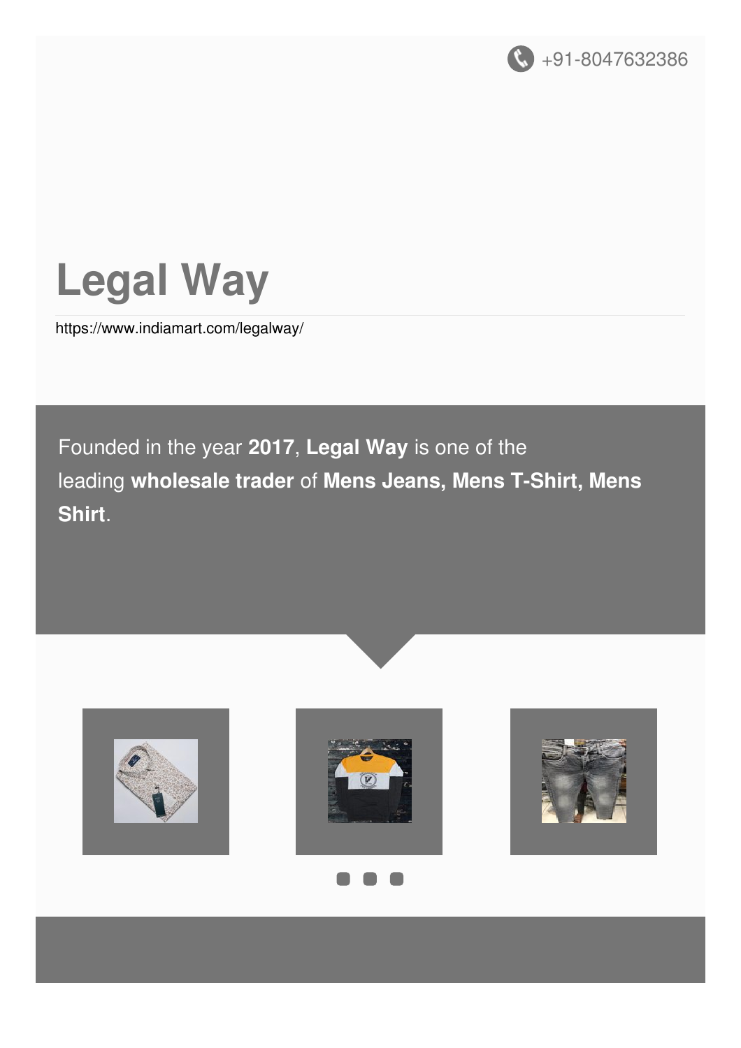+91-8047632386

# Legal Way

https://www.indiamart.com/legalway/

Founded in the year **2017**, **Legal Way** is one of the leading **wholesale trader** of **Mens Jeans, Mens T-Shirt, Mens Shirt**.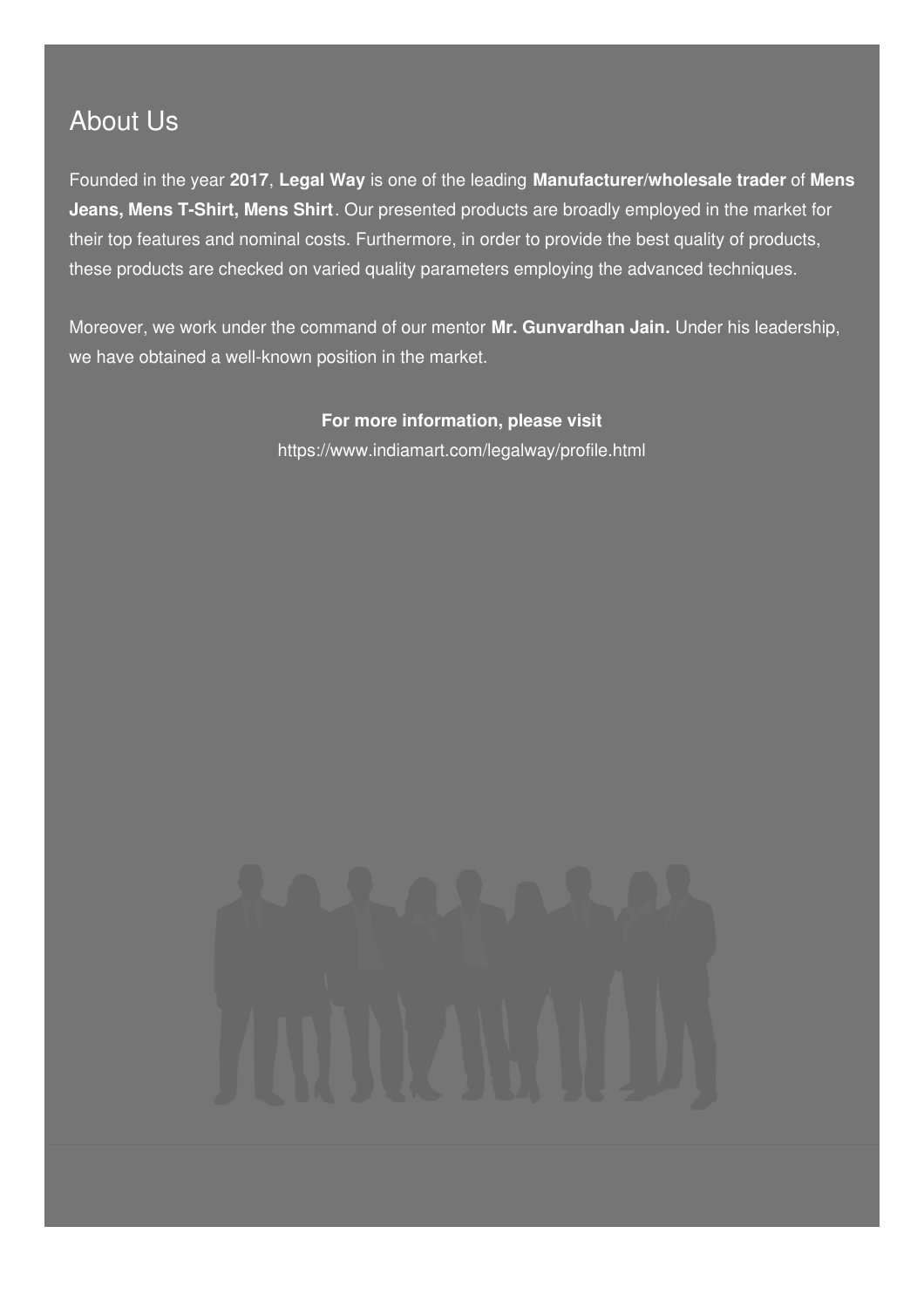## About Us

Founded in the year **2017**, **Legal Way** is one of the leading **Manufacturer/wholesale trader** of **Mens Jeans, Mens T-Shirt, Mens Shirt**. Our presented products are broadly employed in the market for their top features and nominal costs. Furthermore, in order to provide the best quality of products, these products are checked on varied quality parameters employing the advanced techniques.

Moreover, we work under the command of our mentor **Mr. Gunvardhan Jain.** Under his leadership, we have obtained a well-known position in the market.

**For more information, please visit**

https://www.indiamart.com/legalway/profile.html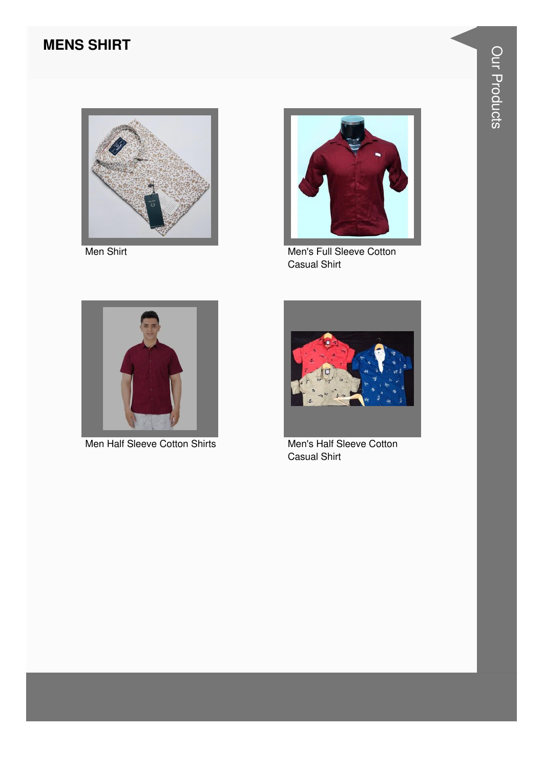## MENS SHIRT

Men Shirt

Men's Full Sleeve Cotton Casual Shirt

Men Half Sleeve Cotton Shirts

Men's Half Sleeve Cotton Casual Shirt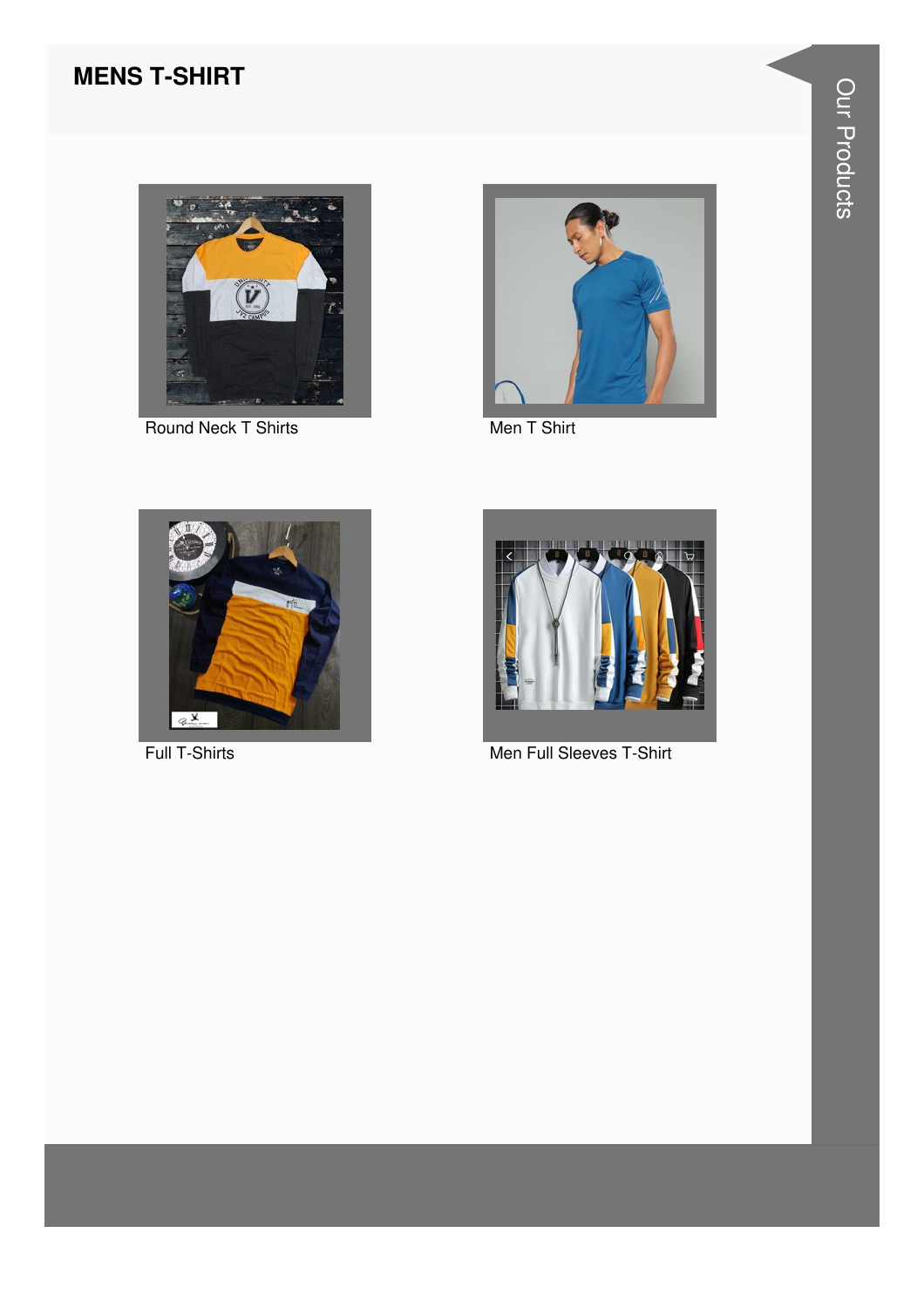## MENS T-SHIRT

Round Neck T Shirts

Men T Shirt

Full T-Shirts

Men Full Sleeves T-Shirt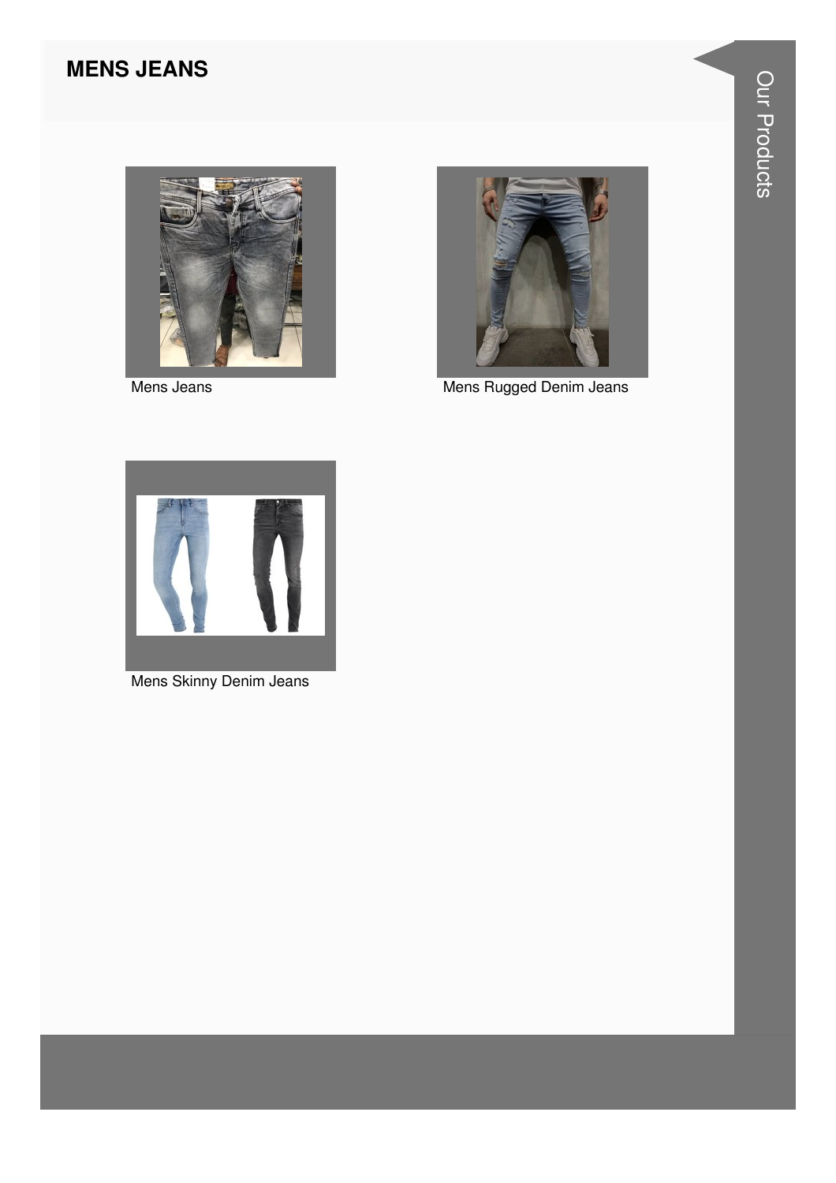## MENS JEANS

Mens Jeans

Mens Rugged Denim Jeans

Mens Skinny Denim Jeans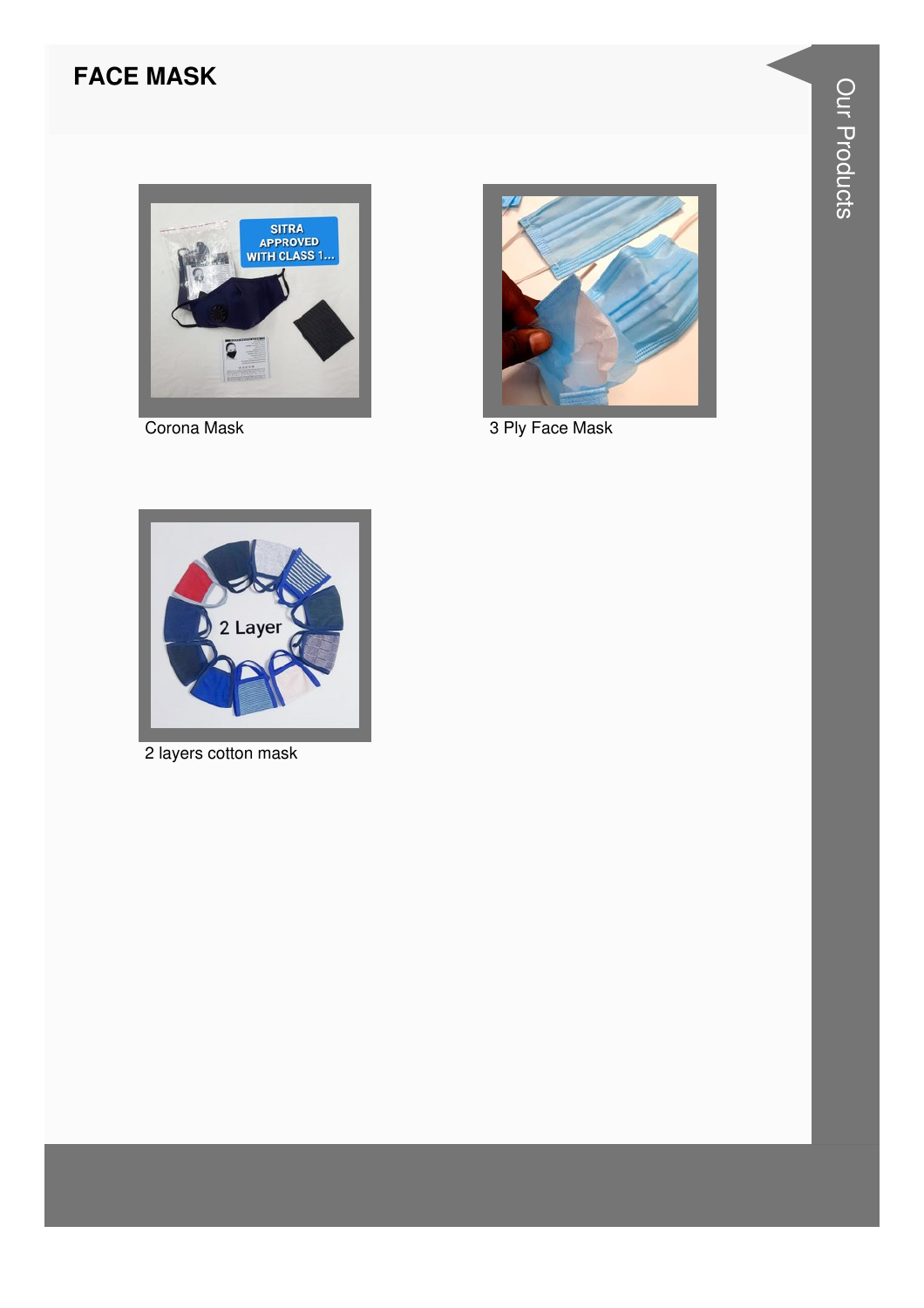## FACE MASK

Corona Mask

3 Ply Face Mask

2 layers cotton mask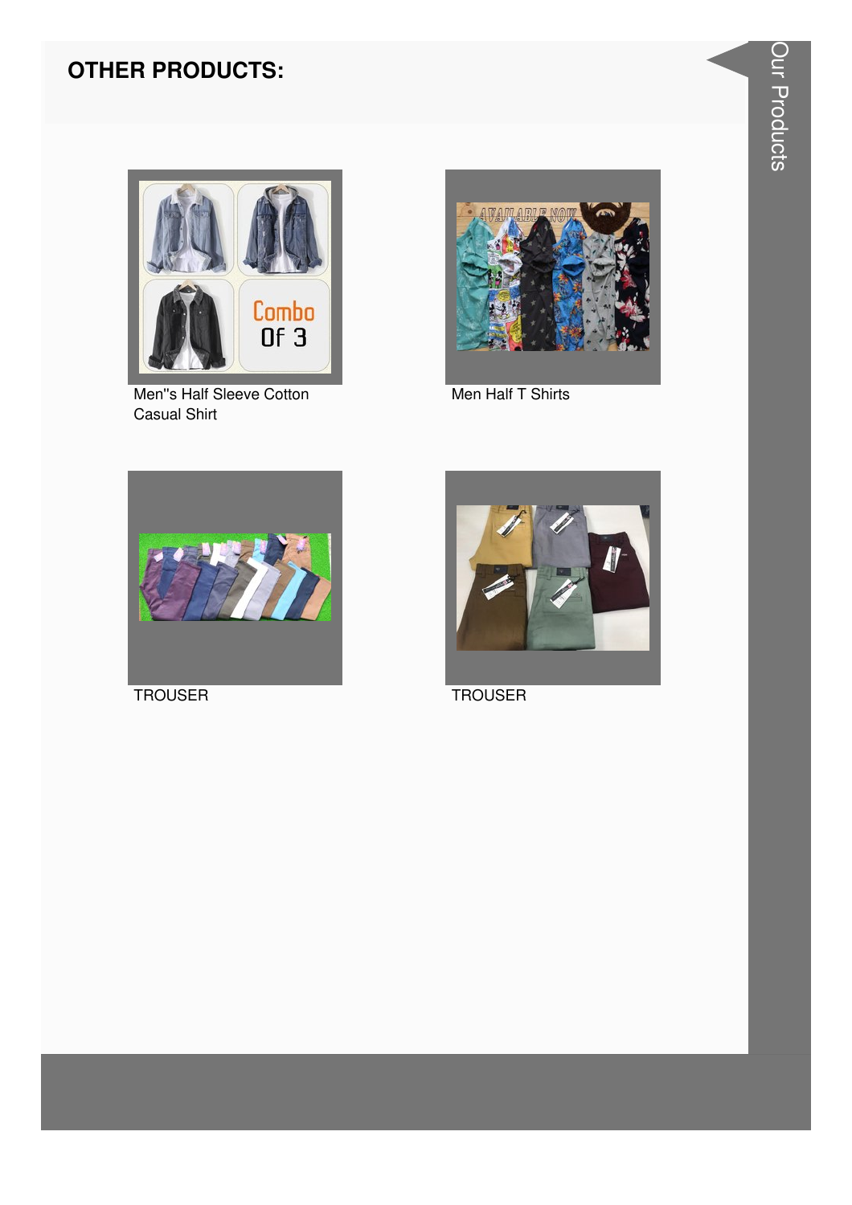## OTHER PRODUCTS:

Men''s Half Sleeve Cotton Casual Shirt

Men Half T Shirts

TROUSER

TROUSER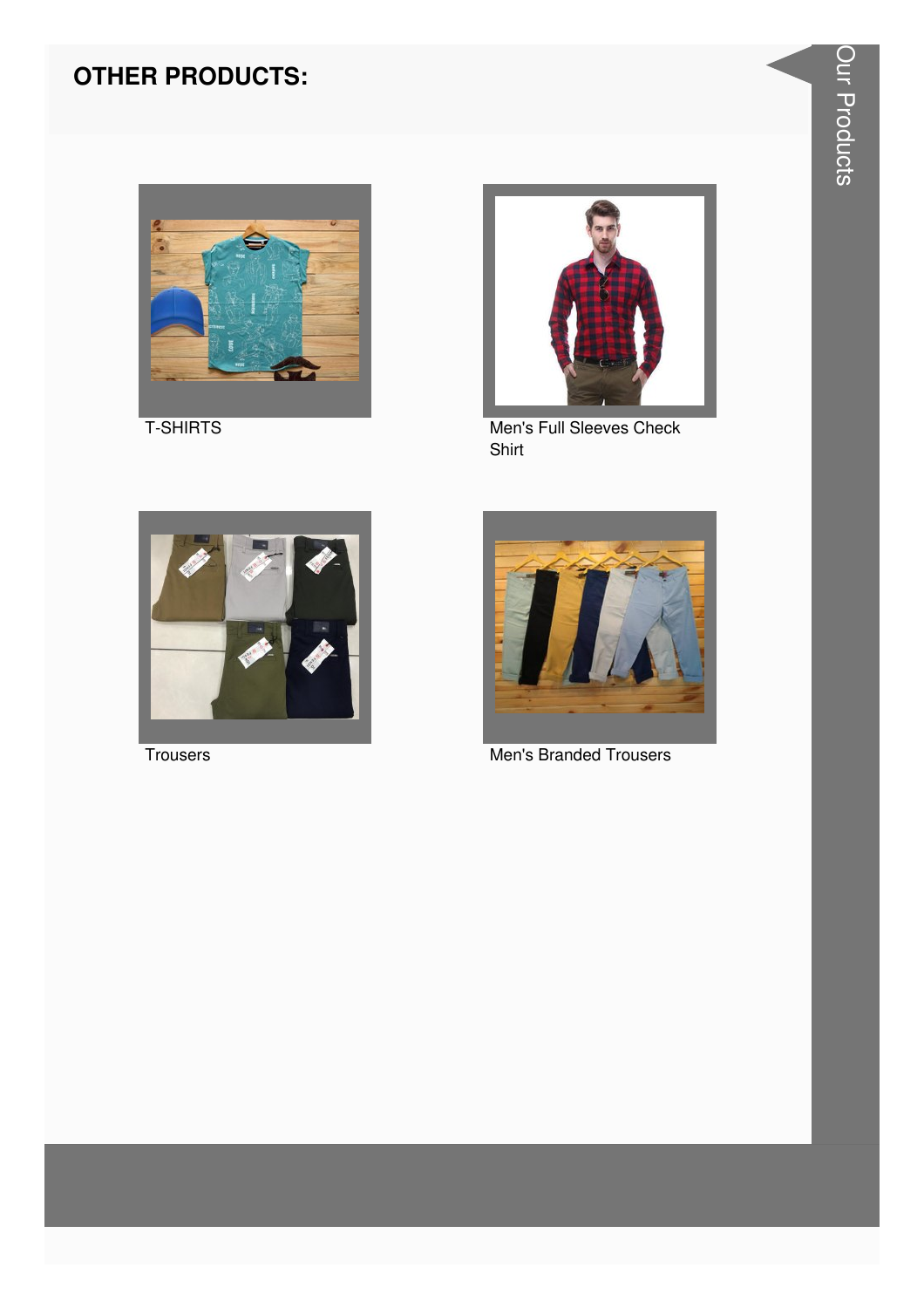## OTHER PRODUCTS:

T-SHIRTS

Men's Full Sleeves Check Shirt

Trousers

Men's Branded Trousers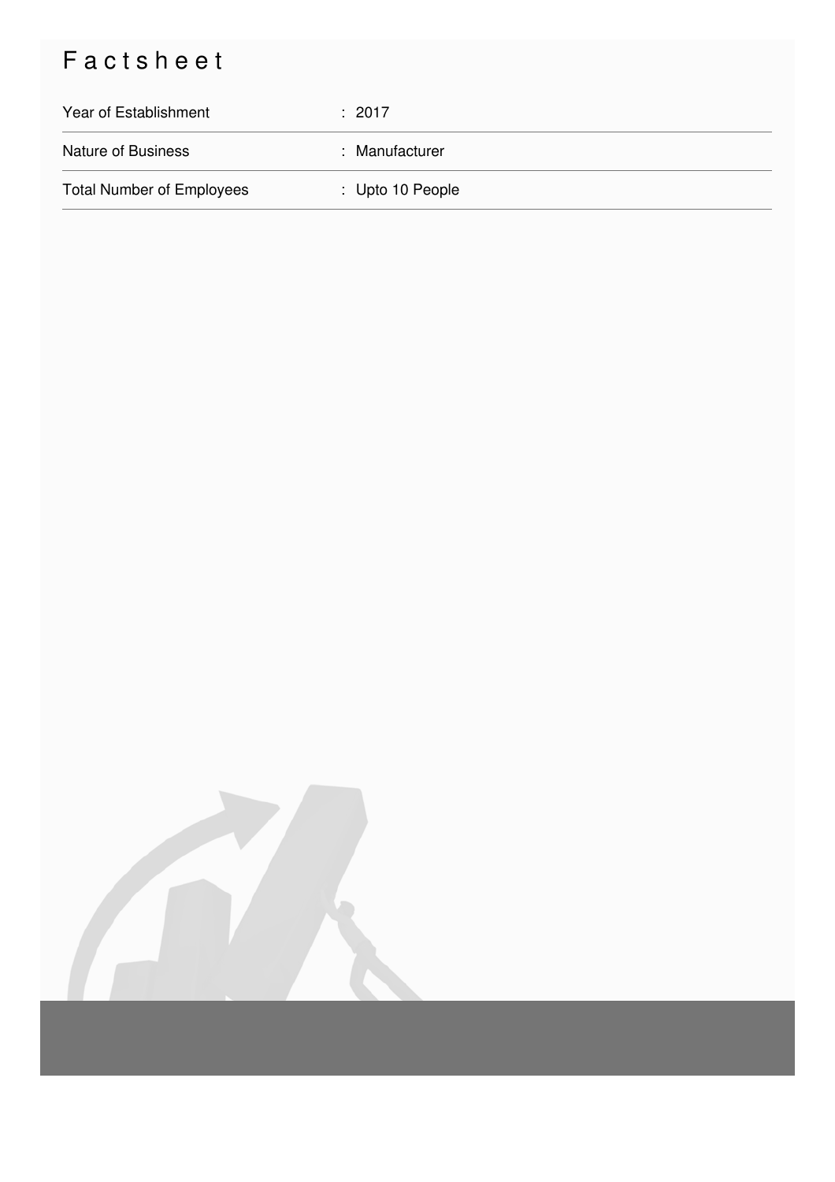# Factsheet

| | |
|---|---|
| Year of Establishment | : 2017 |
| Nature of Business | : Manufacturer |
| Total Number of Employees | : Upto 10 People |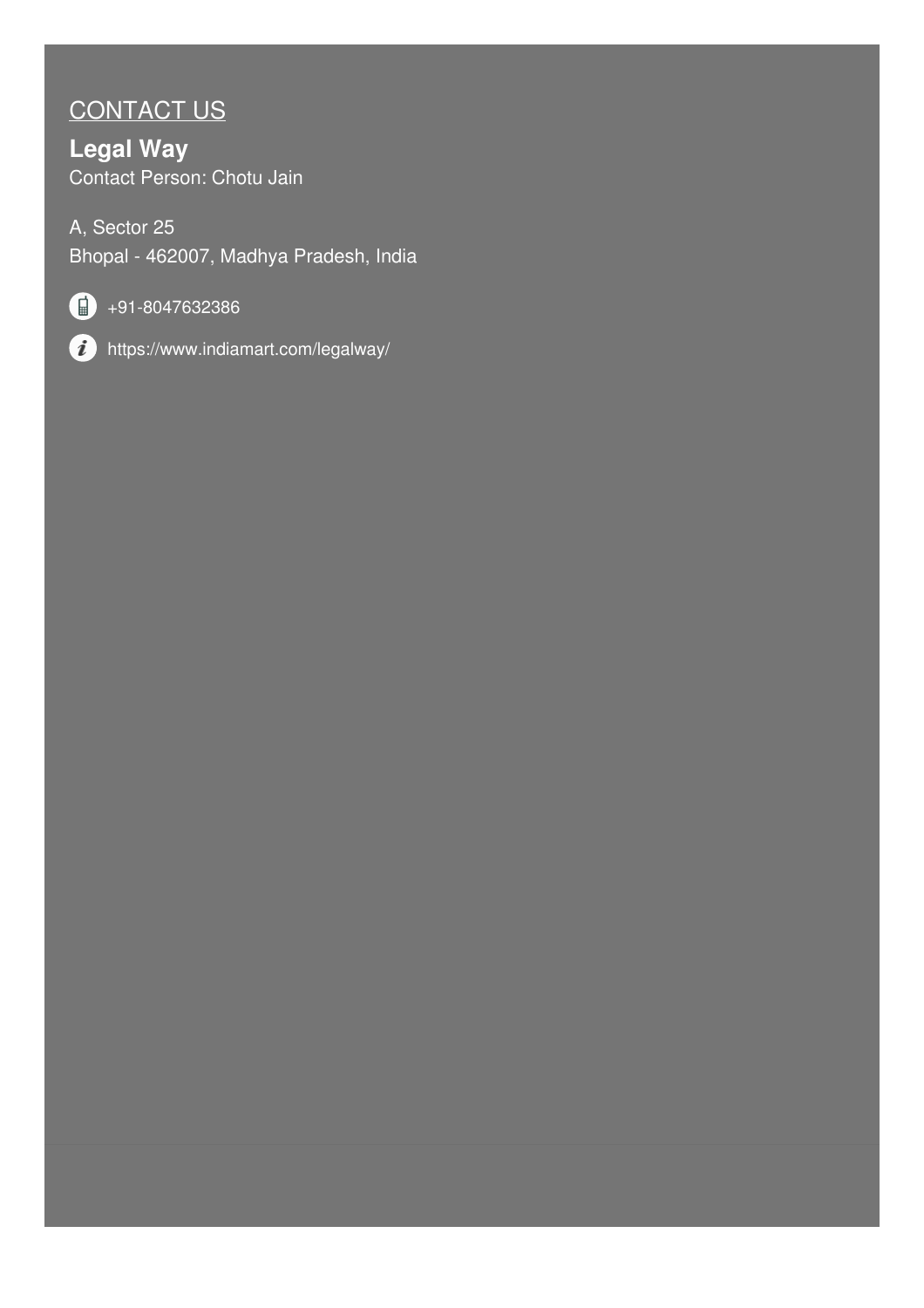## CONTACT US

### Legal Way

Contact Person: Chotu Jain

A, Sector 25
Bhopal - 462007, Madhya Pradesh, India

+91-8047632386

https://www.indiamart.com/legalway/